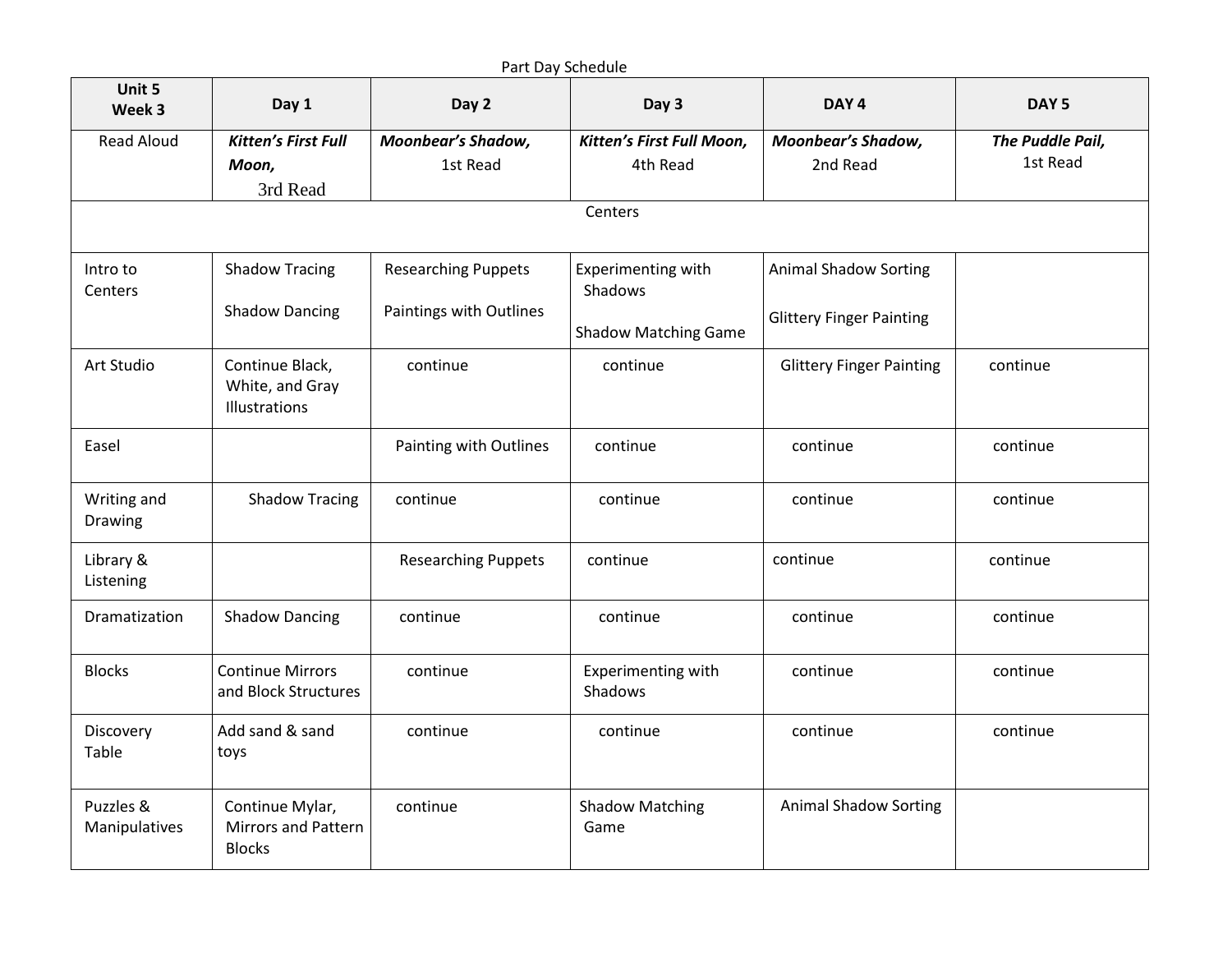Part Day Schedule

| Unit 5 Week 3 | Day 1 | Day 2 | Day 3 | DAY 4 | DAY 5 |
|---|---|---|---|---|---|
| Read Aloud | ***Kitten's First Full Moon,*** 3rd Read | ***Moonbear's Shadow,*** 1st Read | ***Kitten's First Full Moon,*** 4th Read | ***Moonbear's Shadow,*** 2nd Read | ***The Puddle Pail,*** 1st Read |
| Centers | | | | | |
| Intro to Centers | Shadow Tracing<br><br>Shadow Dancing | Researching Puppets<br><br>Paintings with Outlines | Experimenting with Shadows<br><br>Shadow Matching Game | Animal Shadow Sorting<br><br>Glittery Finger Painting | |
| Art Studio | Continue Black, White, and Gray Illustrations | continue | continue | Glittery Finger Painting | continue |
| Easel | | Painting with Outlines | continue | continue | continue |
| Writing and Drawing | Shadow Tracing | continue | continue | continue | continue |
| Library & Listening | | Researching Puppets | continue | continue | continue |
| Dramatization | Shadow Dancing | continue | continue | continue | continue |
| Blocks | Continue Mirrors and Block Structures | continue | Experimenting with Shadows | continue | continue |
| Discovery Table | Add sand & sand toys | continue | continue | continue | continue |
| Puzzles & Manipulatives | Continue Mylar, Mirrors and Pattern Blocks | continue | Shadow Matching Game | Animal Shadow Sorting | |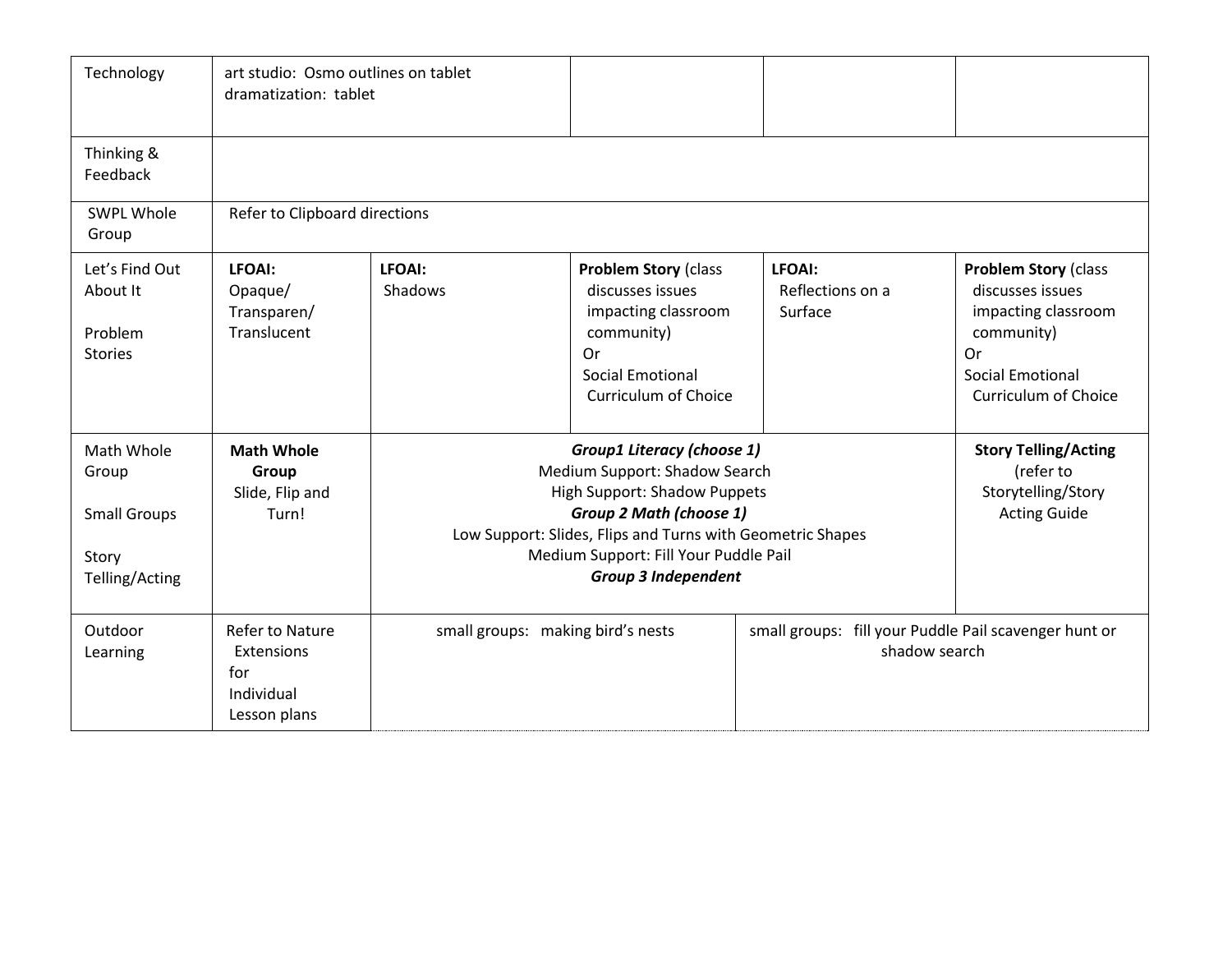| | | | | | |
|---|---|---|---|---|---|
| Technology | art studio: Osmo outlines on tablet<br>dramatization: tablet | | | | |
| Thinking & Feedback | | | | | |
| SWPL Whole Group | Refer to Clipboard directions | | | | |
| Let's Find Out About It<br><br>Problem Stories | **LFOAI:**<br>Opaque/ Transparen/ Translucent | **LFOAI:**<br>Shadows | **Problem Story** (class discusses issues impacting classroom community)<br>Or<br>Social Emotional Curriculum of Choice | **LFOAI:**<br>Reflections on a Surface | **Problem Story** (class discusses issues impacting classroom community)<br>Or<br>Social Emotional Curriculum of Choice |
| Math Whole Group<br><br>Small Groups<br><br>Story Telling/Acting | **Math Whole Group**<br>Slide, Flip and Turn! | ***Group1 Literacy (choose 1)***<br>Medium Support: Shadow Search<br>High Support: Shadow Puppets<br>***Group 2 Math (choose 1)***<br>Low Support: Slides, Flips and Turns with Geometric Shapes<br>Medium Support: Fill Your Puddle Pail<br>***Group 3 Independent*** | | | **Story Telling/Acting**<br>(refer to Storytelling/Story Acting Guide |
| Outdoor Learning | Refer to Nature Extensions for Individual Lesson plans | small groups: making bird's nests | | small groups: fill your Puddle Pail scavenger hunt or shadow search | |